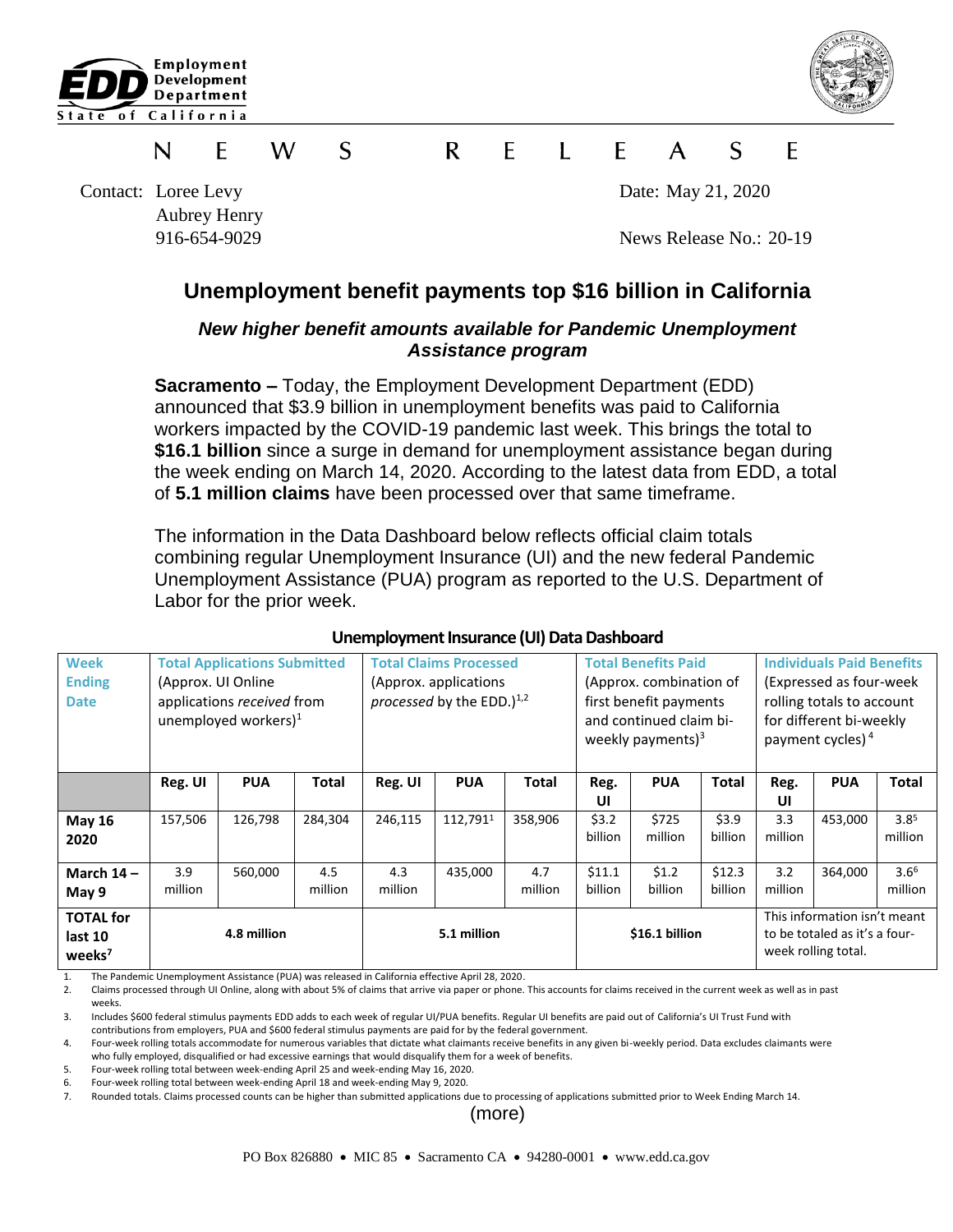Employment Development Department
State of California

# NEWS RELEASE

Contact: Loree Levy
Aubrey Henry
916-654-9029

Date: May 21, 2020

News Release No.: 20-19

## Unemployment benefit payments top $16 billion in California

### *New higher benefit amounts available for Pandemic Unemployment Assistance program*

**Sacramento –** Today, the Employment Development Department (EDD) announced that $3.9 billion in unemployment benefits was paid to California workers impacted by the COVID-19 pandemic last week. This brings the total to **$16.1 billion** since a surge in demand for unemployment assistance began during the week ending on March 14, 2020. According to the latest data from EDD, a total of **5.1 million claims** have been processed over that same timeframe.

The information in the Data Dashboard below reflects official claim totals combining regular Unemployment Insurance (UI) and the new federal Pandemic Unemployment Assistance (PUA) program as reported to the U.S. Department of Labor for the prior week.

**Unemployment Insurance (UI) Data Dashboard**

| Week Ending Date | Total Applications Submitted (Approx. UI Online applications *received* from unemployed workers)[1] | | | Total Claims Processed (Approx. applications *processed* by the EDD.)[1,2] | | | Total Benefits Paid (Approx. combination of first benefit payments and continued claim bi-weekly payments)[3] | | | Individuals Paid Benefits (Expressed as four-week rolling totals to account for different bi-weekly payment cycles)[4] | | |
|---|---|---|---|---|---|---|---|---|---|---|---|---|
| | Reg. UI | PUA | Total | Reg. UI | PUA | Total | Reg. UI | PUA | Total | Reg. UI | PUA | Total |
| May 16 2020 | 157,506 | 126,798 | 284,304 | 246,115 | 112,791[1] | 358,906 | $3.2 billion | $725 million | $3.9 billion | 3.3 million | 453,000 | 3.8[5] million |
| March 14 – May 9 | 3.9 million | 560,000 | 4.5 million | 4.3 million | 435,000 | 4.7 million | $11.1 billion | $1.2 billion | $12.3 billion | 3.2 million | 364,000 | 3.6[6] million |
| TOTAL for last 10 weeks[7] | 4.8 million | | | 5.1 million | | | $16.1 billion | | | This information isn't meant to be totaled as it's a four-week rolling total. | | |

1. The Pandemic Unemployment Assistance (PUA) was released in California effective April 28, 2020.
2. Claims processed through UI Online, along with about 5% of claims that arrive via paper or phone. This accounts for claims received in the current week as well as in past weeks.
3. Includes $600 federal stimulus payments EDD adds to each week of regular UI/PUA benefits. Regular UI benefits are paid out of California's UI Trust Fund with contributions from employers, PUA and $600 federal stimulus payments are paid for by the federal government.
4. Four-week rolling totals accommodate for numerous variables that dictate what claimants receive benefits in any given bi-weekly period. Data excludes claimants were who fully employed, disqualified or had excessive earnings that would disqualify them for a week of benefits.
5. Four-week rolling total between week-ending April 25 and week-ending May 16, 2020.
6. Four-week rolling total between week-ending April 18 and week-ending May 9, 2020.
7. Rounded totals. Claims processed counts can be higher than submitted applications due to processing of applications submitted prior to Week Ending March 14.

(more)

PO Box 826880 • MIC 85 • Sacramento CA • 94280-0001 • www.edd.ca.gov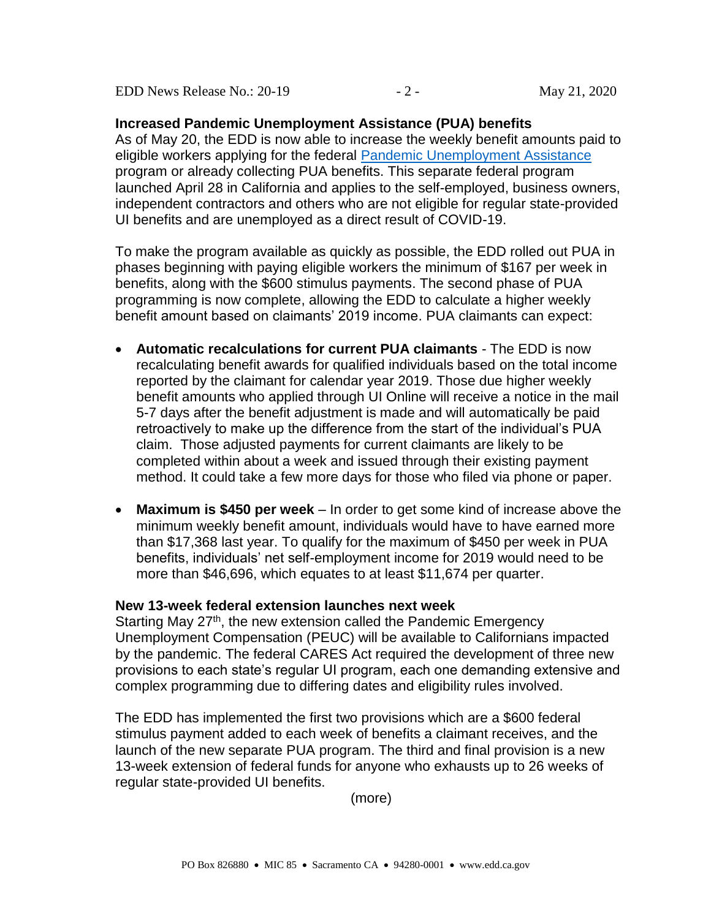**Increased Pandemic Unemployment Assistance (PUA) benefits**

As of May 20, the EDD is now able to increase the weekly benefit amounts paid to eligible workers applying for the federal Pandemic Unemployment Assistance program or already collecting PUA benefits. This separate federal program launched April 28 in California and applies to the self-employed, business owners, independent contractors and others who are not eligible for regular state-provided UI benefits and are unemployed as a direct result of COVID-19.

To make the program available as quickly as possible, the EDD rolled out PUA in phases beginning with paying eligible workers the minimum of $167 per week in benefits, along with the $600 stimulus payments. The second phase of PUA programming is now complete, allowing the EDD to calculate a higher weekly benefit amount based on claimants' 2019 income. PUA claimants can expect:

- **Automatic recalculations for current PUA claimants** - The EDD is now recalculating benefit awards for qualified individuals based on the total income reported by the claimant for calendar year 2019. Those due higher weekly benefit amounts who applied through UI Online will receive a notice in the mail 5-7 days after the benefit adjustment is made and will automatically be paid retroactively to make up the difference from the start of the individual's PUA claim. Those adjusted payments for current claimants are likely to be completed within about a week and issued through their existing payment method. It could take a few more days for those who filed via phone or paper.
- **Maximum is $450 per week** – In order to get some kind of increase above the minimum weekly benefit amount, individuals would have to have earned more than $17,368 last year. To qualify for the maximum of $450 per week in PUA benefits, individuals' net self-employment income for 2019 would need to be more than $46,696, which equates to at least $11,674 per quarter.

**New 13-week federal extension launches next week**

Starting May 27th, the new extension called the Pandemic Emergency Unemployment Compensation (PEUC) will be available to Californians impacted by the pandemic. The federal CARES Act required the development of three new provisions to each state's regular UI program, each one demanding extensive and complex programming due to differing dates and eligibility rules involved.

The EDD has implemented the first two provisions which are a $600 federal stimulus payment added to each week of benefits a claimant receives, and the launch of the new separate PUA program. The third and final provision is a new 13-week extension of federal funds for anyone who exhausts up to 26 weeks of regular state-provided UI benefits.

(more)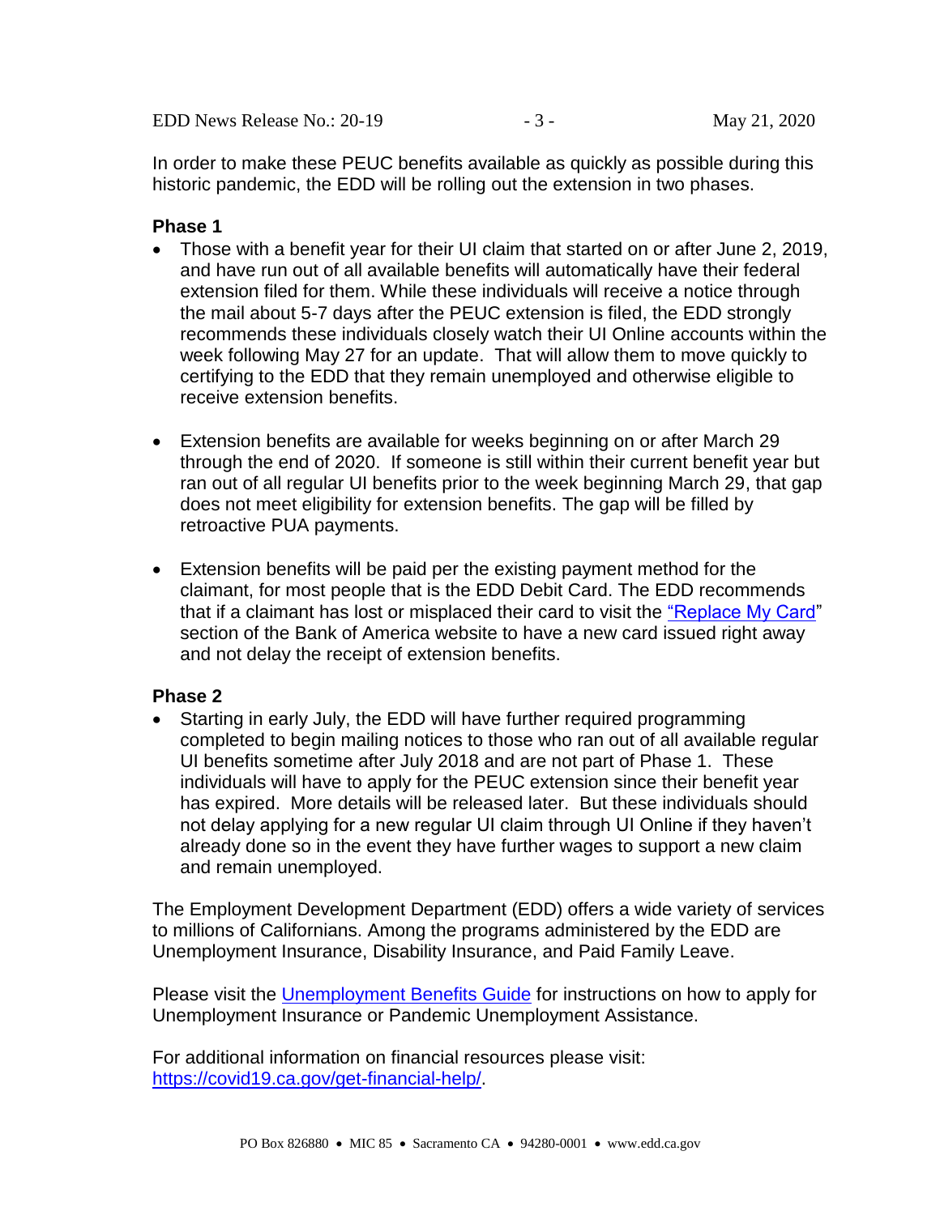In order to make these PEUC benefits available as quickly as possible during this historic pandemic, the EDD will be rolling out the extension in two phases.

**Phase 1**

- Those with a benefit year for their UI claim that started on or after June 2, 2019, and have run out of all available benefits will automatically have their federal extension filed for them. While these individuals will receive a notice through the mail about 5-7 days after the PEUC extension is filed, the EDD strongly recommends these individuals closely watch their UI Online accounts within the week following May 27 for an update. That will allow them to move quickly to certifying to the EDD that they remain unemployed and otherwise eligible to receive extension benefits.

- Extension benefits are available for weeks beginning on or after March 29 through the end of 2020. If someone is still within their current benefit year but ran out of all regular UI benefits prior to the week beginning March 29, that gap does not meet eligibility for extension benefits. The gap will be filled by retroactive PUA payments.

- Extension benefits will be paid per the existing payment method for the claimant, for most people that is the EDD Debit Card. The EDD recommends that if a claimant has lost or misplaced their card to visit the "Replace My Card" section of the Bank of America website to have a new card issued right away and not delay the receipt of extension benefits.

**Phase 2**

- Starting in early July, the EDD will have further required programming completed to begin mailing notices to those who ran out of all available regular UI benefits sometime after July 2018 and are not part of Phase 1. These individuals will have to apply for the PEUC extension since their benefit year has expired. More details will be released later. But these individuals should not delay applying for a new regular UI claim through UI Online if they haven't already done so in the event they have further wages to support a new claim and remain unemployed.

The Employment Development Department (EDD) offers a wide variety of services to millions of Californians. Among the programs administered by the EDD are Unemployment Insurance, Disability Insurance, and Paid Family Leave.

Please visit the Unemployment Benefits Guide for instructions on how to apply for Unemployment Insurance or Pandemic Unemployment Assistance.

For additional information on financial resources please visit: https://covid19.ca.gov/get-financial-help/.

PO Box 826880 • MIC 85 • Sacramento CA • 94280-0001 • www.edd.ca.gov